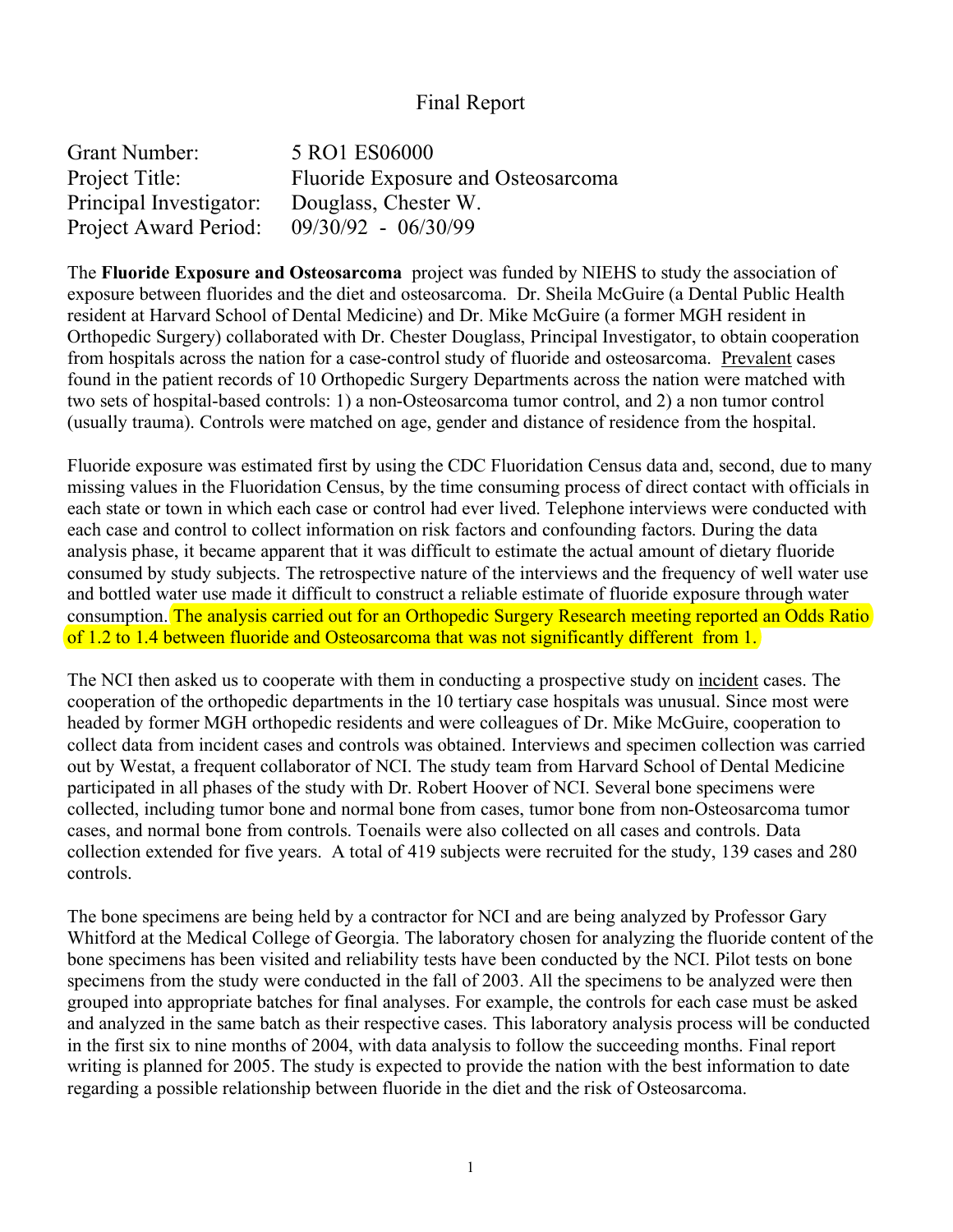# Final Report

| | |
|---|---|
| Grant Number: | 5 RO1 ES06000 |
| Project Title: | Fluoride Exposure and Osteosarcoma |
| Principal Investigator: | Douglass, Chester W. |
| Project Award Period: | 09/30/92 - 06/30/99 |

The **Fluoride Exposure and Osteosarcoma** project was funded by NIEHS to study the association of exposure between fluorides and the diet and osteosarcoma. Dr. Sheila McGuire (a Dental Public Health resident at Harvard School of Dental Medicine) and Dr. Mike McGuire (a former MGH resident in Orthopedic Surgery) collaborated with Dr. Chester Douglass, Principal Investigator, to obtain cooperation from hospitals across the nation for a case-control study of fluoride and osteosarcoma. Prevalent cases found in the patient records of 10 Orthopedic Surgery Departments across the nation were matched with two sets of hospital-based controls: 1) a non-Osteosarcoma tumor control, and 2) a non tumor control (usually trauma). Controls were matched on age, gender and distance of residence from the hospital.

Fluoride exposure was estimated first by using the CDC Fluoridation Census data and, second, due to many missing values in the Fluoridation Census, by the time consuming process of direct contact with officials in each state or town in which each case or control had ever lived. Telephone interviews were conducted with each case and control to collect information on risk factors and confounding factors. During the data analysis phase, it became apparent that it was difficult to estimate the actual amount of dietary fluoride consumed by study subjects. The retrospective nature of the interviews and the frequency of well water use and bottled water use made it difficult to construct a reliable estimate of fluoride exposure through water consumption. The analysis carried out for an Orthopedic Surgery Research meeting reported an Odds Ratio of 1.2 to 1.4 between fluoride and Osteosarcoma that was not significantly different from 1.

The NCI then asked us to cooperate with them in conducting a prospective study on incident cases. The cooperation of the orthopedic departments in the 10 tertiary case hospitals was unusual. Since most were headed by former MGH orthopedic residents and were colleagues of Dr. Mike McGuire, cooperation to collect data from incident cases and controls was obtained. Interviews and specimen collection was carried out by Westat, a frequent collaborator of NCI. The study team from Harvard School of Dental Medicine participated in all phases of the study with Dr. Robert Hoover of NCI. Several bone specimens were collected, including tumor bone and normal bone from cases, tumor bone from non-Osteosarcoma tumor cases, and normal bone from controls. Toenails were also collected on all cases and controls. Data collection extended for five years. A total of 419 subjects were recruited for the study, 139 cases and 280 controls.

The bone specimens are being held by a contractor for NCI and are being analyzed by Professor Gary Whitford at the Medical College of Georgia. The laboratory chosen for analyzing the fluoride content of the bone specimens has been visited and reliability tests have been conducted by the NCI. Pilot tests on bone specimens from the study were conducted in the fall of 2003. All the specimens to be analyzed were then grouped into appropriate batches for final analyses. For example, the controls for each case must be asked and analyzed in the same batch as their respective cases. This laboratory analysis process will be conducted in the first six to nine months of 2004, with data analysis to follow the succeeding months. Final report writing is planned for 2005. The study is expected to provide the nation with the best information to date regarding a possible relationship between fluoride in the diet and the risk of Osteosarcoma.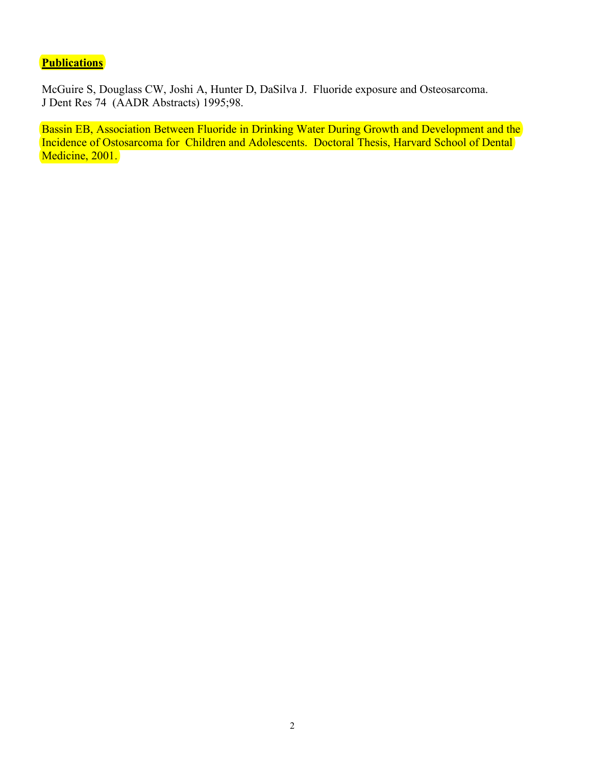**Publications**

McGuire S, Douglass CW, Joshi A, Hunter D, DaSilva J. Fluoride exposure and Osteosarcoma. J Dent Res 74 (AADR Abstracts) 1995;98.

Bassin EB, Association Between Fluoride in Drinking Water During Growth and Development and the Incidence of Ostosarcoma for Children and Adolescents. Doctoral Thesis, Harvard School of Dental Medicine, 2001.